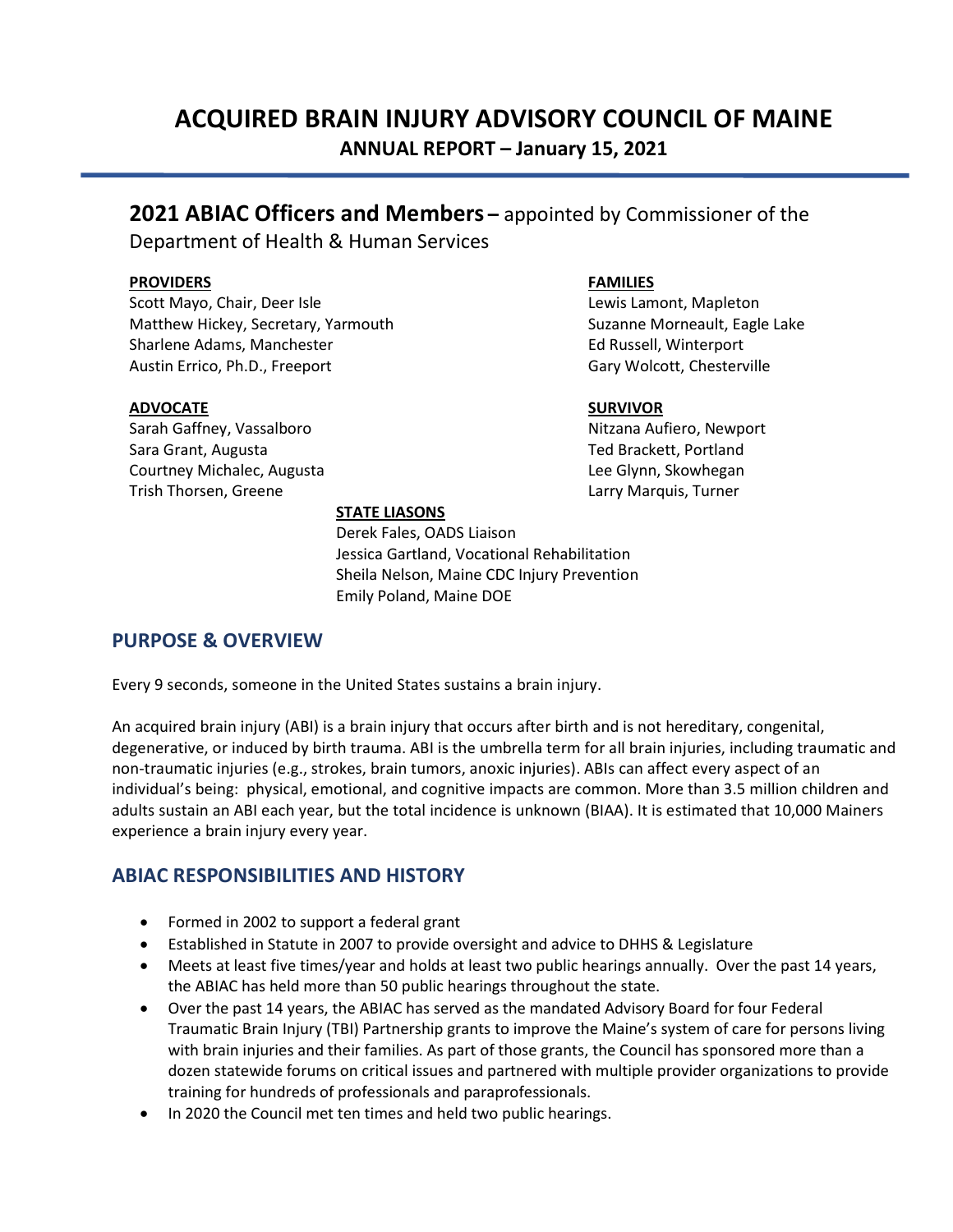# ACQUIRED BRAIN INJURY ADVISORY COUNCIL OF MAINE

**ANNUAL REPORT – January 15, 2021**

## **2021 ABIAC Officers and Members –** appointed by Commissioner of the Department of Health & Human Services

**PROVIDERS**

Scott Mayo, Chair, Deer Isle
Matthew Hickey, Secretary, Yarmouth
Sharlene Adams, Manchester
Austin Errico, Ph.D., Freeport

**FAMILIES**

Lewis Lamont, Mapleton
Suzanne Morneault, Eagle Lake
Ed Russell, Winterport
Gary Wolcott, Chesterville

**ADVOCATE**

Sarah Gaffney, Vassalboro
Sara Grant, Augusta
Courtney Michalec, Augusta
Trish Thorsen, Greene

**SURVIVOR**

Nitzana Aufiero, Newport
Ted Brackett, Portland
Lee Glynn, Skowhegan
Larry Marquis, Turner

**STATE LIASONS**

Derek Fales, OADS Liaison
Jessica Gartland, Vocational Rehabilitation
Sheila Nelson, Maine CDC Injury Prevention
Emily Poland, Maine DOE

## PURPOSE & OVERVIEW

Every 9 seconds, someone in the United States sustains a brain injury.

An acquired brain injury (ABI) is a brain injury that occurs after birth and is not hereditary, congenital, degenerative, or induced by birth trauma. ABI is the umbrella term for all brain injuries, including traumatic and non-traumatic injuries (e.g., strokes, brain tumors, anoxic injuries). ABIs can affect every aspect of an individual's being: physical, emotional, and cognitive impacts are common. More than 3.5 million children and adults sustain an ABI each year, but the total incidence is unknown (BIAA). It is estimated that 10,000 Mainers experience a brain injury every year.

## ABIAC RESPONSIBILITIES AND HISTORY

- Formed in 2002 to support a federal grant
- Established in Statute in 2007 to provide oversight and advice to DHHS & Legislature
- Meets at least five times/year and holds at least two public hearings annually. Over the past 14 years, the ABIAC has held more than 50 public hearings throughout the state.
- Over the past 14 years, the ABIAC has served as the mandated Advisory Board for four Federal Traumatic Brain Injury (TBI) Partnership grants to improve the Maine's system of care for persons living with brain injuries and their families. As part of those grants, the Council has sponsored more than a dozen statewide forums on critical issues and partnered with multiple provider organizations to provide training for hundreds of professionals and paraprofessionals.
- In 2020 the Council met ten times and held two public hearings.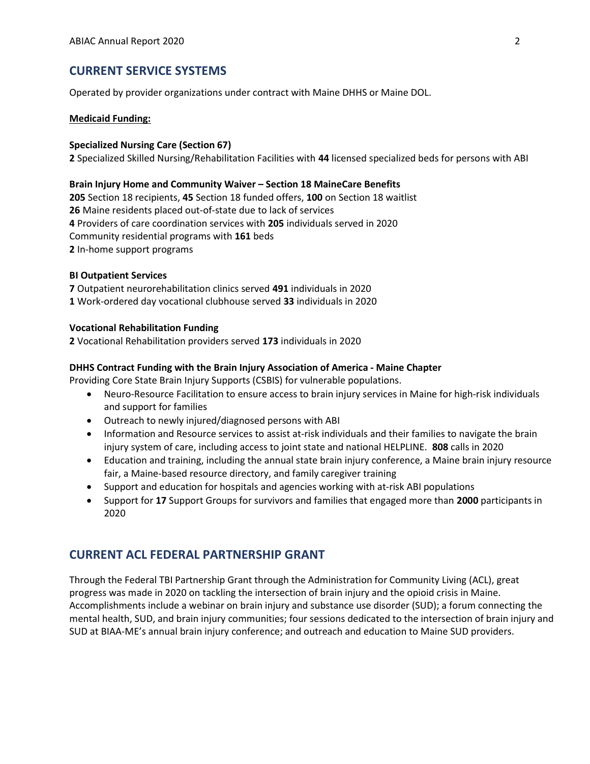## CURRENT SERVICE SYSTEMS

Operated by provider organizations under contract with Maine DHHS or Maine DOL.

**Medicaid Funding:**

**Specialized Nursing Care (Section 67)**
**2** Specialized Skilled Nursing/Rehabilitation Facilities with **44** licensed specialized beds for persons with ABI

**Brain Injury Home and Community Waiver – Section 18 MaineCare Benefits**
**205** Section 18 recipients, **45** Section 18 funded offers, **100** on Section 18 waitlist
**26** Maine residents placed out-of-state due to lack of services
**4** Providers of care coordination services with **205** individuals served in 2020
Community residential programs with **161** beds
**2** In-home support programs

**BI Outpatient Services**
**7** Outpatient neurorehabilitation clinics served **491** individuals in 2020
**1** Work-ordered day vocational clubhouse served **33** individuals in 2020

**Vocational Rehabilitation Funding**
**2** Vocational Rehabilitation providers served **173** individuals in 2020

**DHHS Contract Funding with the Brain Injury Association of America - Maine Chapter**
Providing Core State Brain Injury Supports (CSBIS) for vulnerable populations.

- Neuro-Resource Facilitation to ensure access to brain injury services in Maine for high-risk individuals and support for families
- Outreach to newly injured/diagnosed persons with ABI
- Information and Resource services to assist at-risk individuals and their families to navigate the brain injury system of care, including access to joint state and national HELPLINE. **808** calls in 2020
- Education and training, including the annual state brain injury conference, a Maine brain injury resource fair, a Maine-based resource directory, and family caregiver training
- Support and education for hospitals and agencies working with at-risk ABI populations
- Support for **17** Support Groups for survivors and families that engaged more than **2000** participants in 2020

## CURRENT ACL FEDERAL PARTNERSHIP GRANT

Through the Federal TBI Partnership Grant through the Administration for Community Living (ACL), great progress was made in 2020 on tackling the intersection of brain injury and the opioid crisis in Maine. Accomplishments include a webinar on brain injury and substance use disorder (SUD); a forum connecting the mental health, SUD, and brain injury communities; four sessions dedicated to the intersection of brain injury and SUD at BIAA-ME's annual brain injury conference; and outreach and education to Maine SUD providers.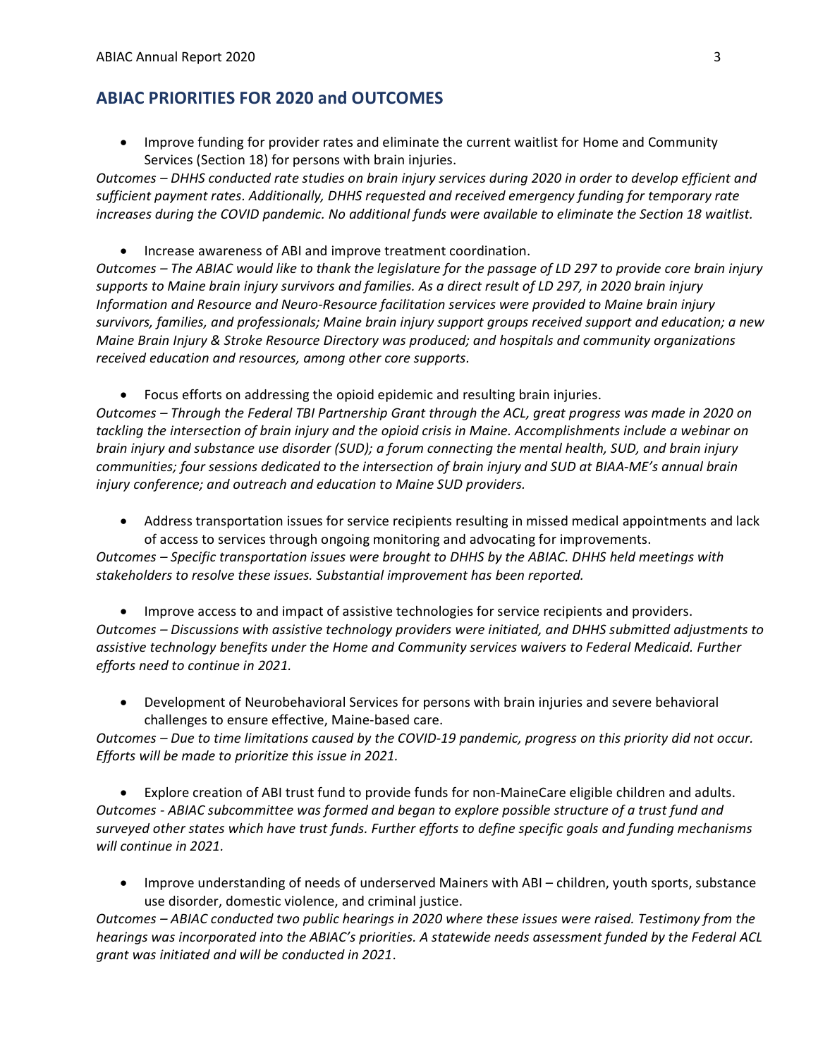## ABIAC PRIORITIES FOR 2020 and OUTCOMES

- Improve funding for provider rates and eliminate the current waitlist for Home and Community Services (Section 18) for persons with brain injuries.

*Outcomes – DHHS conducted rate studies on brain injury services during 2020 in order to develop efficient and sufficient payment rates. Additionally, DHHS requested and received emergency funding for temporary rate increases during the COVID pandemic. No additional funds were available to eliminate the Section 18 waitlist.*

- Increase awareness of ABI and improve treatment coordination.

*Outcomes – The ABIAC would like to thank the legislature for the passage of LD 297 to provide core brain injury supports to Maine brain injury survivors and families. As a direct result of LD 297, in 2020 brain injury Information and Resource and Neuro-Resource facilitation services were provided to Maine brain injury survivors, families, and professionals; Maine brain injury support groups received support and education; a new Maine Brain Injury & Stroke Resource Directory was produced; and hospitals and community organizations received education and resources, among other core supports.*

- Focus efforts on addressing the opioid epidemic and resulting brain injuries.

*Outcomes – Through the Federal TBI Partnership Grant through the ACL, great progress was made in 2020 on tackling the intersection of brain injury and the opioid crisis in Maine. Accomplishments include a webinar on brain injury and substance use disorder (SUD); a forum connecting the mental health, SUD, and brain injury communities; four sessions dedicated to the intersection of brain injury and SUD at BIAA-ME's annual brain injury conference; and outreach and education to Maine SUD providers.*

- Address transportation issues for service recipients resulting in missed medical appointments and lack of access to services through ongoing monitoring and advocating for improvements.

*Outcomes – Specific transportation issues were brought to DHHS by the ABIAC. DHHS held meetings with stakeholders to resolve these issues. Substantial improvement has been reported.*

- Improve access to and impact of assistive technologies for service recipients and providers.

*Outcomes – Discussions with assistive technology providers were initiated, and DHHS submitted adjustments to assistive technology benefits under the Home and Community services waivers to Federal Medicaid. Further efforts need to continue in 2021.*

- Development of Neurobehavioral Services for persons with brain injuries and severe behavioral challenges to ensure effective, Maine-based care.

*Outcomes – Due to time limitations caused by the COVID-19 pandemic, progress on this priority did not occur. Efforts will be made to prioritize this issue in 2021.*

- Explore creation of ABI trust fund to provide funds for non-MaineCare eligible children and adults.

*Outcomes - ABIAC subcommittee was formed and began to explore possible structure of a trust fund and surveyed other states which have trust funds. Further efforts to define specific goals and funding mechanisms will continue in 2021.*

- Improve understanding of needs of underserved Mainers with ABI – children, youth sports, substance use disorder, domestic violence, and criminal justice.

*Outcomes – ABIAC conducted two public hearings in 2020 where these issues were raised. Testimony from the hearings was incorporated into the ABIAC's priorities. A statewide needs assessment funded by the Federal ACL grant was initiated and will be conducted in 2021.*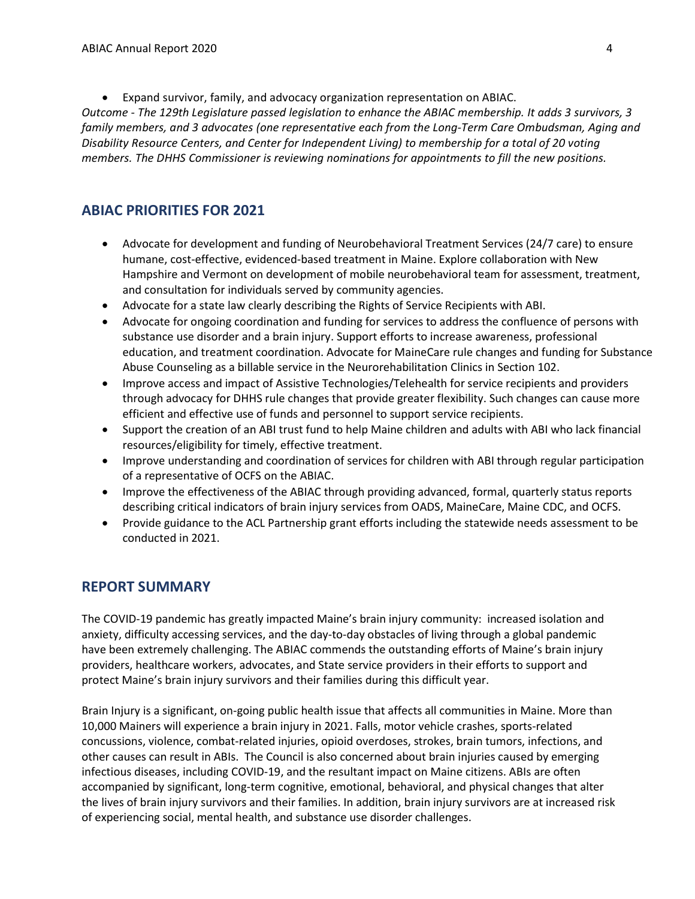- Expand survivor, family, and advocacy organization representation on ABIAC.

*Outcome - The 129th Legislature passed legislation to enhance the ABIAC membership. It adds 3 survivors, 3 family members, and 3 advocates (one representative each from the Long-Term Care Ombudsman, Aging and Disability Resource Centers, and Center for Independent Living) to membership for a total of 20 voting members. The DHHS Commissioner is reviewing nominations for appointments to fill the new positions.*

## ABIAC PRIORITIES FOR 2021

- Advocate for development and funding of Neurobehavioral Treatment Services (24/7 care) to ensure humane, cost-effective, evidenced-based treatment in Maine. Explore collaboration with New Hampshire and Vermont on development of mobile neurobehavioral team for assessment, treatment, and consultation for individuals served by community agencies.
- Advocate for a state law clearly describing the Rights of Service Recipients with ABI.
- Advocate for ongoing coordination and funding for services to address the confluence of persons with substance use disorder and a brain injury. Support efforts to increase awareness, professional education, and treatment coordination. Advocate for MaineCare rule changes and funding for Substance Abuse Counseling as a billable service in the Neurorehabilitation Clinics in Section 102.
- Improve access and impact of Assistive Technologies/Telehealth for service recipients and providers through advocacy for DHHS rule changes that provide greater flexibility. Such changes can cause more efficient and effective use of funds and personnel to support service recipients.
- Support the creation of an ABI trust fund to help Maine children and adults with ABI who lack financial resources/eligibility for timely, effective treatment.
- Improve understanding and coordination of services for children with ABI through regular participation of a representative of OCFS on the ABIAC.
- Improve the effectiveness of the ABIAC through providing advanced, formal, quarterly status reports describing critical indicators of brain injury services from OADS, MaineCare, Maine CDC, and OCFS.
- Provide guidance to the ACL Partnership grant efforts including the statewide needs assessment to be conducted in 2021.

## REPORT SUMMARY

The COVID-19 pandemic has greatly impacted Maine's brain injury community: increased isolation and anxiety, difficulty accessing services, and the day-to-day obstacles of living through a global pandemic have been extremely challenging. The ABIAC commends the outstanding efforts of Maine's brain injury providers, healthcare workers, advocates, and State service providers in their efforts to support and protect Maine's brain injury survivors and their families during this difficult year.

Brain Injury is a significant, on-going public health issue that affects all communities in Maine. More than 10,000 Mainers will experience a brain injury in 2021. Falls, motor vehicle crashes, sports-related concussions, violence, combat-related injuries, opioid overdoses, strokes, brain tumors, infections, and other causes can result in ABIs. The Council is also concerned about brain injuries caused by emerging infectious diseases, including COVID-19, and the resultant impact on Maine citizens. ABIs are often accompanied by significant, long-term cognitive, emotional, behavioral, and physical changes that alter the lives of brain injury survivors and their families. In addition, brain injury survivors are at increased risk of experiencing social, mental health, and substance use disorder challenges.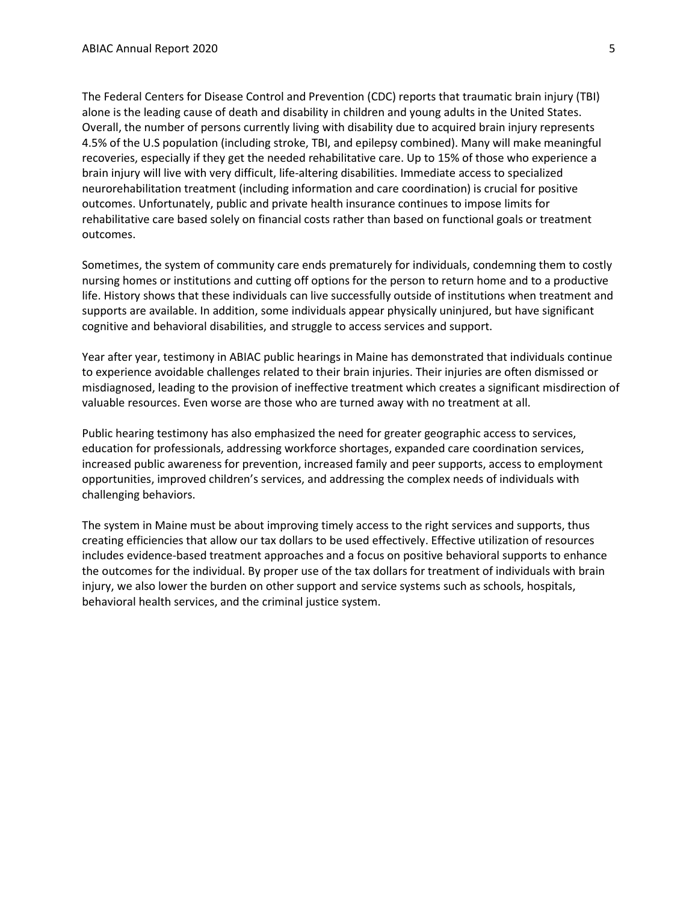The Federal Centers for Disease Control and Prevention (CDC) reports that traumatic brain injury (TBI) alone is the leading cause of death and disability in children and young adults in the United States. Overall, the number of persons currently living with disability due to acquired brain injury represents 4.5% of the U.S population (including stroke, TBI, and epilepsy combined). Many will make meaningful recoveries, especially if they get the needed rehabilitative care. Up to 15% of those who experience a brain injury will live with very difficult, life-altering disabilities. Immediate access to specialized neurorehabilitation treatment (including information and care coordination) is crucial for positive outcomes. Unfortunately, public and private health insurance continues to impose limits for rehabilitative care based solely on financial costs rather than based on functional goals or treatment outcomes.

Sometimes, the system of community care ends prematurely for individuals, condemning them to costly nursing homes or institutions and cutting off options for the person to return home and to a productive life. History shows that these individuals can live successfully outside of institutions when treatment and supports are available. In addition, some individuals appear physically uninjured, but have significant cognitive and behavioral disabilities, and struggle to access services and support.

Year after year, testimony in ABIAC public hearings in Maine has demonstrated that individuals continue to experience avoidable challenges related to their brain injuries. Their injuries are often dismissed or misdiagnosed, leading to the provision of ineffective treatment which creates a significant misdirection of valuable resources. Even worse are those who are turned away with no treatment at all.

Public hearing testimony has also emphasized the need for greater geographic access to services, education for professionals, addressing workforce shortages, expanded care coordination services, increased public awareness for prevention, increased family and peer supports, access to employment opportunities, improved children's services, and addressing the complex needs of individuals with challenging behaviors.

The system in Maine must be about improving timely access to the right services and supports, thus creating efficiencies that allow our tax dollars to be used effectively. Effective utilization of resources includes evidence-based treatment approaches and a focus on positive behavioral supports to enhance the outcomes for the individual. By proper use of the tax dollars for treatment of individuals with brain injury, we also lower the burden on other support and service systems such as schools, hospitals, behavioral health services, and the criminal justice system.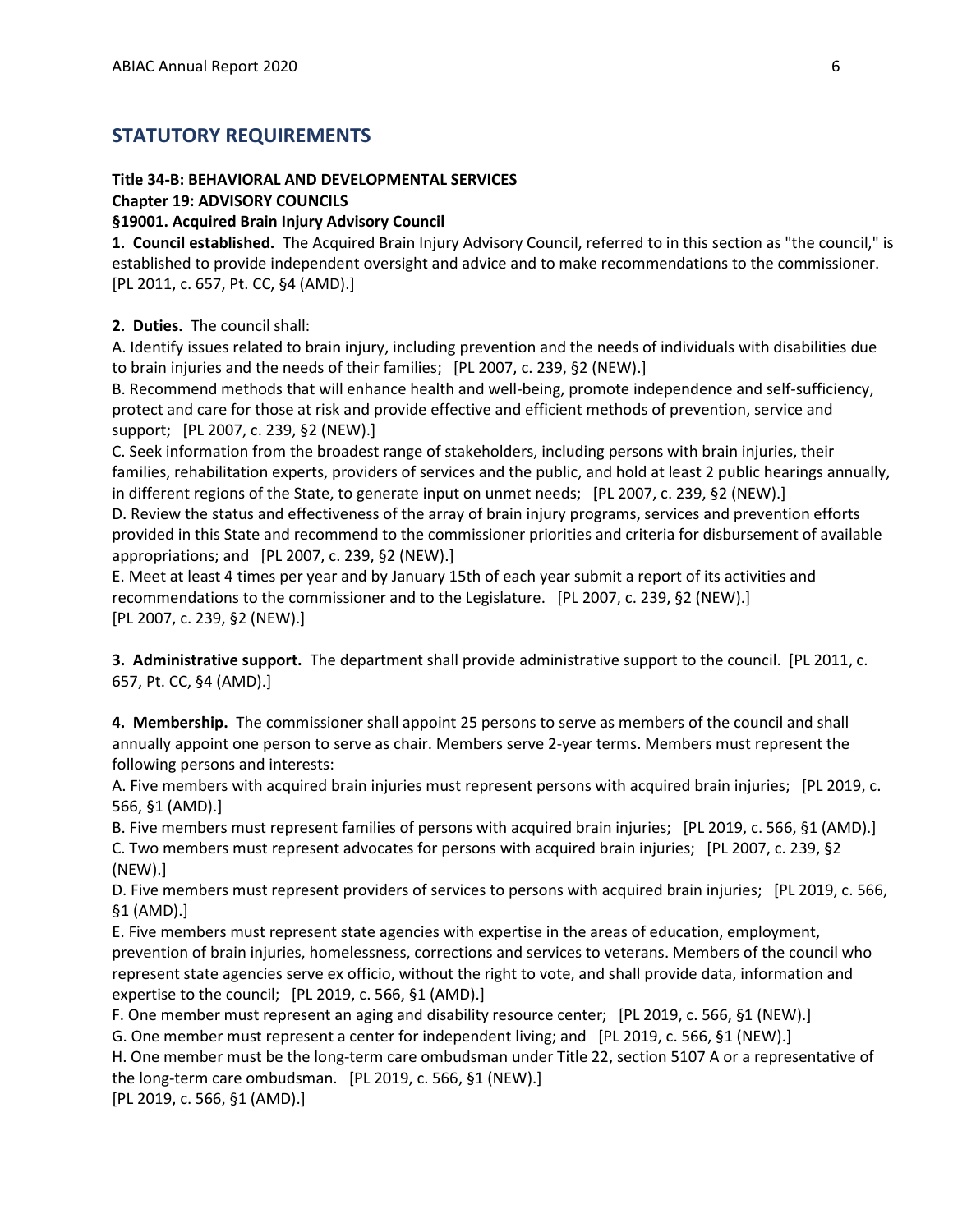## STATUTORY REQUIREMENTS

**Title 34-B: BEHAVIORAL AND DEVELOPMENTAL SERVICES**
**Chapter 19: ADVISORY COUNCILS**
**§19001. Acquired Brain Injury Advisory Council**

**1. Council established.** The Acquired Brain Injury Advisory Council, referred to in this section as "the council," is established to provide independent oversight and advice and to make recommendations to the commissioner. [PL 2011, c. 657, Pt. CC, §4 (AMD).]

**2. Duties.** The council shall:

A. Identify issues related to brain injury, including prevention and the needs of individuals with disabilities due to brain injuries and the needs of their families; [PL 2007, c. 239, §2 (NEW).]

B. Recommend methods that will enhance health and well-being, promote independence and self-sufficiency, protect and care for those at risk and provide effective and efficient methods of prevention, service and support; [PL 2007, c. 239, §2 (NEW).]

C. Seek information from the broadest range of stakeholders, including persons with brain injuries, their families, rehabilitation experts, providers of services and the public, and hold at least 2 public hearings annually, in different regions of the State, to generate input on unmet needs; [PL 2007, c. 239, §2 (NEW).]

D. Review the status and effectiveness of the array of brain injury programs, services and prevention efforts provided in this State and recommend to the commissioner priorities and criteria for disbursement of available appropriations; and [PL 2007, c. 239, §2 (NEW).]

E. Meet at least 4 times per year and by January 15th of each year submit a report of its activities and recommendations to the commissioner and to the Legislature. [PL 2007, c. 239, §2 (NEW).]

[PL 2007, c. 239, §2 (NEW).]

**3. Administrative support.** The department shall provide administrative support to the council. [PL 2011, c. 657, Pt. CC, §4 (AMD).]

**4. Membership.** The commissioner shall appoint 25 persons to serve as members of the council and shall annually appoint one person to serve as chair. Members serve 2-year terms. Members must represent the following persons and interests:

A. Five members with acquired brain injuries must represent persons with acquired brain injuries; [PL 2019, c. 566, §1 (AMD).]

B. Five members must represent families of persons with acquired brain injuries; [PL 2019, c. 566, §1 (AMD).]

C. Two members must represent advocates for persons with acquired brain injuries; [PL 2007, c. 239, §2 (NEW).]

D. Five members must represent providers of services to persons with acquired brain injuries; [PL 2019, c. 566, §1 (AMD).]

E. Five members must represent state agencies with expertise in the areas of education, employment, prevention of brain injuries, homelessness, corrections and services to veterans. Members of the council who represent state agencies serve ex officio, without the right to vote, and shall provide data, information and expertise to the council; [PL 2019, c. 566, §1 (AMD).]

F. One member must represent an aging and disability resource center; [PL 2019, c. 566, §1 (NEW).]

G. One member must represent a center for independent living; and [PL 2019, c. 566, §1 (NEW).]

H. One member must be the long-term care ombudsman under Title 22, section 5107 A or a representative of the long-term care ombudsman. [PL 2019, c. 566, §1 (NEW).]

[PL 2019, c. 566, §1 (AMD).]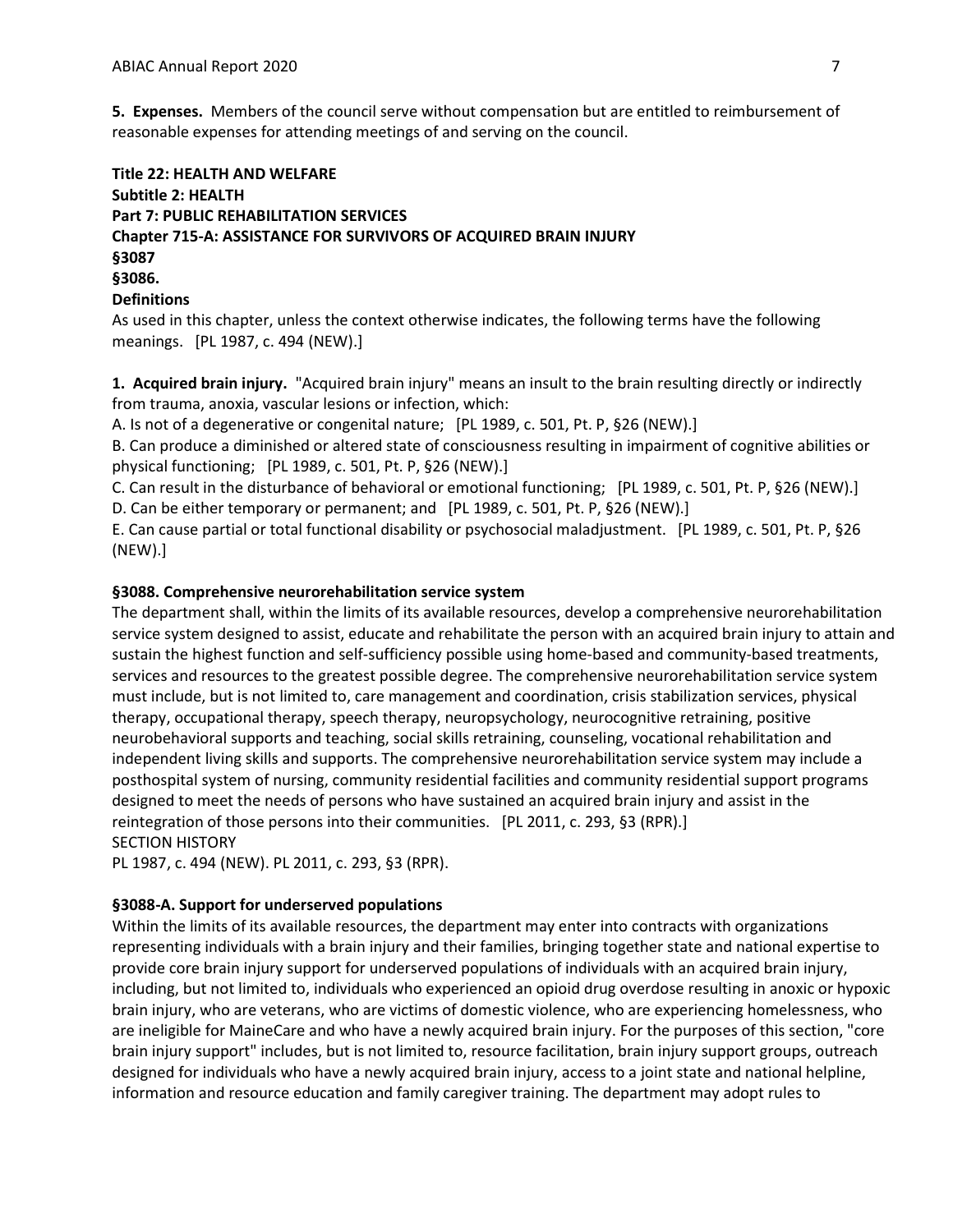**5. Expenses.** Members of the council serve without compensation but are entitled to reimbursement of reasonable expenses for attending meetings of and serving on the council.

**Title 22: HEALTH AND WELFARE**
**Subtitle 2: HEALTH**
**Part 7: PUBLIC REHABILITATION SERVICES**
**Chapter 715-A: ASSISTANCE FOR SURVIVORS OF ACQUIRED BRAIN INJURY**
**§3087**
**§3086.**
**Definitions**

As used in this chapter, unless the context otherwise indicates, the following terms have the following meanings. [PL 1987, c. 494 (NEW).]

**1. Acquired brain injury.** "Acquired brain injury" means an insult to the brain resulting directly or indirectly from trauma, anoxia, vascular lesions or infection, which:

A. Is not of a degenerative or congenital nature; [PL 1989, c. 501, Pt. P, §26 (NEW).]

B. Can produce a diminished or altered state of consciousness resulting in impairment of cognitive abilities or physical functioning; [PL 1989, c. 501, Pt. P, §26 (NEW).]

C. Can result in the disturbance of behavioral or emotional functioning; [PL 1989, c. 501, Pt. P, §26 (NEW).]

D. Can be either temporary or permanent; and [PL 1989, c. 501, Pt. P, §26 (NEW).]

E. Can cause partial or total functional disability or psychosocial maladjustment. [PL 1989, c. 501, Pt. P, §26 (NEW).]

**§3088. Comprehensive neurorehabilitation service system**

The department shall, within the limits of its available resources, develop a comprehensive neurorehabilitation service system designed to assist, educate and rehabilitate the person with an acquired brain injury to attain and sustain the highest function and self-sufficiency possible using home-based and community-based treatments, services and resources to the greatest possible degree. The comprehensive neurorehabilitation service system must include, but is not limited to, care management and coordination, crisis stabilization services, physical therapy, occupational therapy, speech therapy, neuropsychology, neurocognitive retraining, positive neurobehavioral supports and teaching, social skills retraining, counseling, vocational rehabilitation and independent living skills and supports. The comprehensive neurorehabilitation service system may include a posthospital system of nursing, community residential facilities and community residential support programs designed to meet the needs of persons who have sustained an acquired brain injury and assist in the reintegration of those persons into their communities. [PL 2011, c. 293, §3 (RPR).]

SECTION HISTORY

PL 1987, c. 494 (NEW). PL 2011, c. 293, §3 (RPR).

**§3088-A. Support for underserved populations**

Within the limits of its available resources, the department may enter into contracts with organizations representing individuals with a brain injury and their families, bringing together state and national expertise to provide core brain injury support for underserved populations of individuals with an acquired brain injury, including, but not limited to, individuals who experienced an opioid drug overdose resulting in anoxic or hypoxic brain injury, who are veterans, who are victims of domestic violence, who are experiencing homelessness, who are ineligible for MaineCare and who have a newly acquired brain injury. For the purposes of this section, "core brain injury support" includes, but is not limited to, resource facilitation, brain injury support groups, outreach designed for individuals who have a newly acquired brain injury, access to a joint state and national helpline, information and resource education and family caregiver training. The department may adopt rules to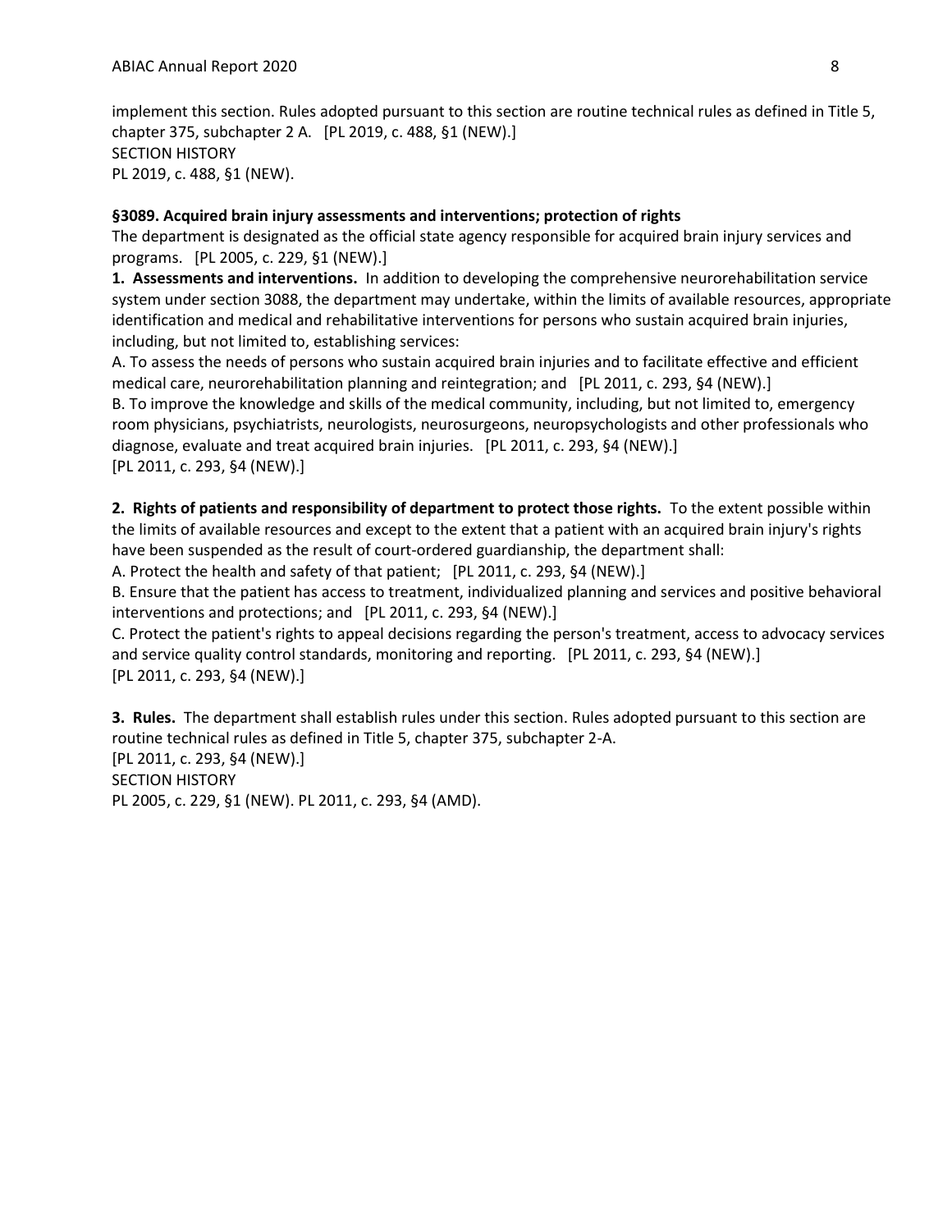implement this section. Rules adopted pursuant to this section are routine technical rules as defined in Title 5, chapter 375, subchapter 2 A. [PL 2019, c. 488, §1 (NEW).]
SECTION HISTORY
PL 2019, c. 488, §1 (NEW).

**§3089. Acquired brain injury assessments and interventions; protection of rights**

The department is designated as the official state agency responsible for acquired brain injury services and programs. [PL 2005, c. 229, §1 (NEW).]

**1. Assessments and interventions.** In addition to developing the comprehensive neurorehabilitation service system under section 3088, the department may undertake, within the limits of available resources, appropriate identification and medical and rehabilitative interventions for persons who sustain acquired brain injuries, including, but not limited to, establishing services:

A. To assess the needs of persons who sustain acquired brain injuries and to facilitate effective and efficient medical care, neurorehabilitation planning and reintegration; and [PL 2011, c. 293, §4 (NEW).]

B. To improve the knowledge and skills of the medical community, including, but not limited to, emergency room physicians, psychiatrists, neurologists, neurosurgeons, neuropsychologists and other professionals who diagnose, evaluate and treat acquired brain injuries. [PL 2011, c. 293, §4 (NEW).]

[PL 2011, c. 293, §4 (NEW).]

**2. Rights of patients and responsibility of department to protect those rights.** To the extent possible within the limits of available resources and except to the extent that a patient with an acquired brain injury's rights have been suspended as the result of court-ordered guardianship, the department shall:

A. Protect the health and safety of that patient; [PL 2011, c. 293, §4 (NEW).]

B. Ensure that the patient has access to treatment, individualized planning and services and positive behavioral interventions and protections; and [PL 2011, c. 293, §4 (NEW).]

C. Protect the patient's rights to appeal decisions regarding the person's treatment, access to advocacy services and service quality control standards, monitoring and reporting. [PL 2011, c. 293, §4 (NEW).]

[PL 2011, c. 293, §4 (NEW).]

**3. Rules.** The department shall establish rules under this section. Rules adopted pursuant to this section are routine technical rules as defined in Title 5, chapter 375, subchapter 2-A.
[PL 2011, c. 293, §4 (NEW).]
SECTION HISTORY
PL 2005, c. 229, §1 (NEW). PL 2011, c. 293, §4 (AMD).